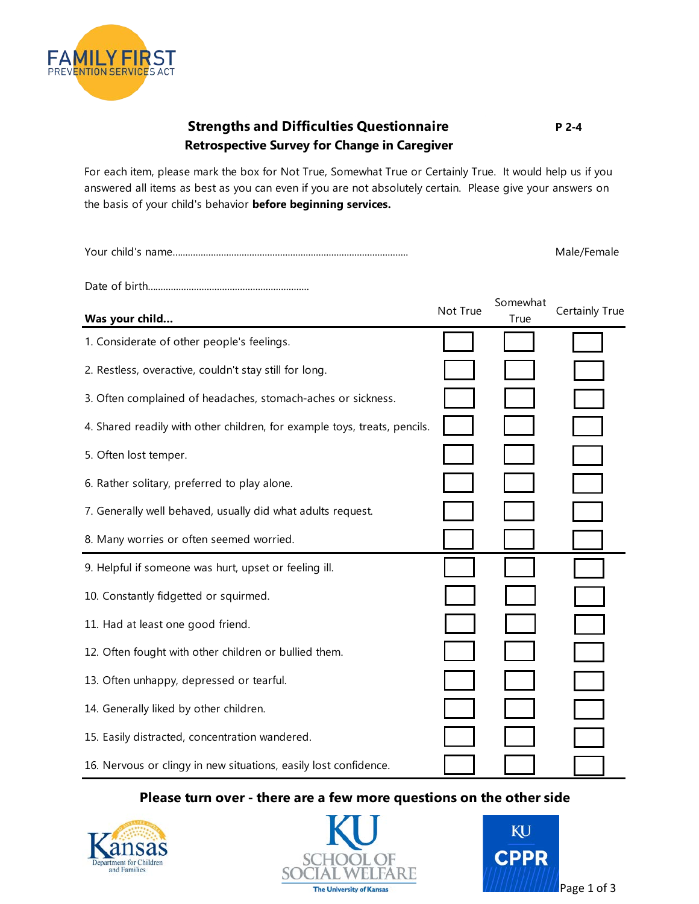FAMILY FIRST PREVENTION SERVICES ACT

## Strengths and Difficulties Questionnaire

## Retrospective Survey for Change in Caregiver

**P 2-4**

For each item, please mark the box for Not True, Somewhat True or Certainly True. It would help us if you answered all items as best as you can even if you are not absolutely certain. Please give your answers on the basis of your child's behavior **before beginning services.**

Your child's name.......................................................................................... Male/Female

Date of birth..............................................................

| **Was your child...** | Not True | Somewhat True | Certainly True |
|---|---|---|---|
| 1. Considerate of other people's feelings. | ☐ | ☐ | ☐ |
| 2. Restless, overactive, couldn't stay still for long. | ☐ | ☐ | ☐ |
| 3. Often complained of headaches, stomach-aches or sickness. | ☐ | ☐ | ☐ |
| 4. Shared readily with other children, for example toys, treats, pencils. | ☐ | ☐ | ☐ |
| 5. Often lost temper. | ☐ | ☐ | ☐ |
| 6. Rather solitary, preferred to play alone. | ☐ | ☐ | ☐ |
| 7. Generally well behaved, usually did what adults request. | ☐ | ☐ | ☐ |
| 8. Many worries or often seemed worried. | ☐ | ☐ | ☐ |
| 9. Helpful if someone was hurt, upset or feeling ill. | ☐ | ☐ | ☐ |
| 10. Constantly fidgetted or squirmed. | ☐ | ☐ | ☐ |
| 11. Had at least one good friend. | ☐ | ☐ | ☐ |
| 12. Often fought with other children or bullied them. | ☐ | ☐ | ☐ |
| 13. Often unhappy, depressed or tearful. | ☐ | ☐ | ☐ |
| 14. Generally liked by other children. | ☐ | ☐ | ☐ |
| 15. Easily distracted, concentration wandered. | ☐ | ☐ | ☐ |
| 16. Nervous or clingy in new situations, easily lost confidence. | ☐ | ☐ | ☐ |

**Please turn over - there are a few more questions on the other side**

Kansas Department for Children and Families | KU School of Social Welfare, The University of Kansas | KU CPPR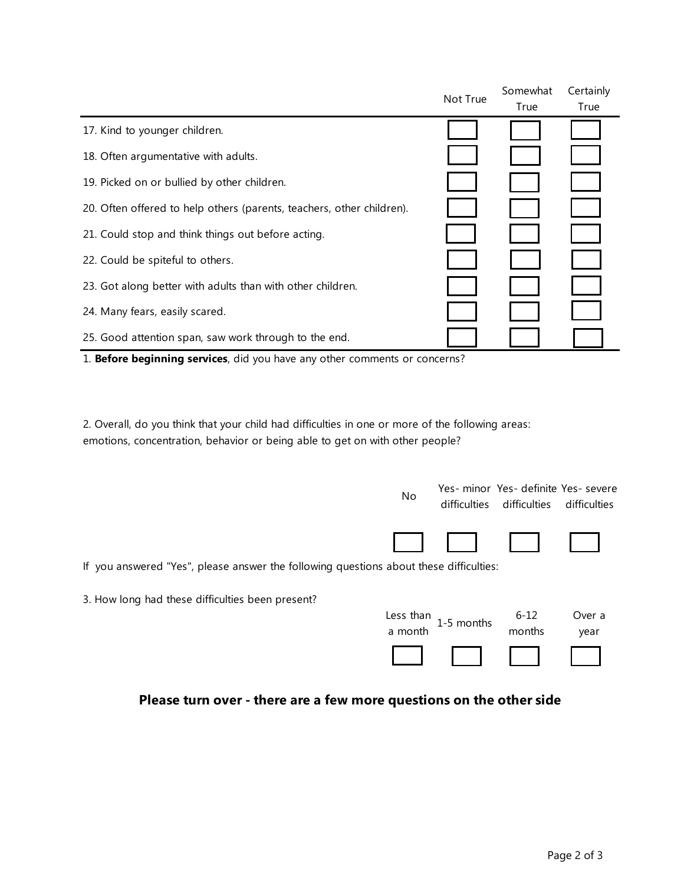| | Not True | Somewhat True | Certainly True |
| --- | --- | --- | --- |
| 17. Kind to younger children. | ☐ | ☐ | ☐ |
| 18. Often argumentative with adults. | ☐ | ☐ | ☐ |
| 19. Picked on or bullied by other children. | ☐ | ☐ | ☐ |
| 20. Often offered to help others (parents, teachers, other children). | ☐ | ☐ | ☐ |
| 21. Could stop and think things out before acting. | ☐ | ☐ | ☐ |
| 22. Could be spiteful to others. | ☐ | ☐ | ☐ |
| 23. Got along better with adults than with other children. | ☐ | ☐ | ☐ |
| 24. Many fears, easily scared. | ☐ | ☐ | ☐ |
| 25. Good attention span, saw work through to the end. | ☐ | ☐ | ☐ |

1. **Before beginning services**, did you have any other comments or concerns?

2. Overall, do you think that your child had difficulties in one or more of the following areas: emotions, concentration, behavior or being able to get on with other people?

| No | Yes- minor difficulties | Yes- definite difficulties | Yes- severe difficulties |
| --- | --- | --- | --- |
| ☐ | ☐ | ☐ | ☐ |

If you answered "Yes", please answer the following questions about these difficulties:

3. How long had these difficulties been present?

| Less than a month | 1-5 months | 6-12 months | Over a year |
| --- | --- | --- | --- |
| ☐ | ☐ | ☐ | ☐ |

**Please turn over - there are a few more questions on the other side**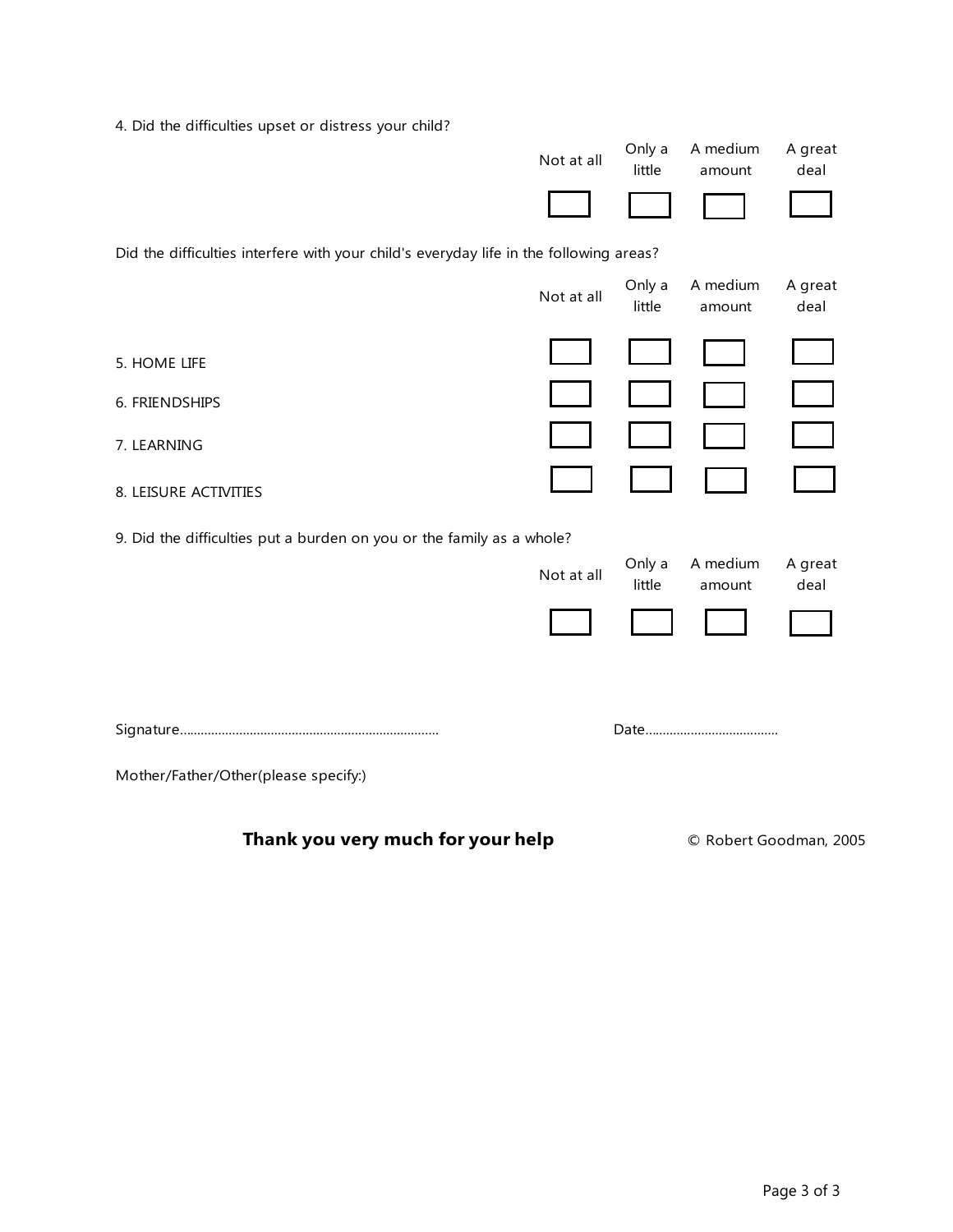4. Did the difficulties upset or distress your child?

| | Not at all | Only a little | A medium amount | A great deal |
|---|---|---|---|---|
| | ☐ | ☐ | ☐ | ☐ |

Did the difficulties interfere with your child's everyday life in the following areas?

| | Not at all | Only a little | A medium amount | A great deal |
|---|---|---|---|---|
| 5. HOME LIFE | ☐ | ☐ | ☐ | ☐ |
| 6. FRIENDSHIPS | ☐ | ☐ | ☐ | ☐ |
| 7. LEARNING | ☐ | ☐ | ☐ | ☐ |
| 8. LEISURE ACTIVITIES | ☐ | ☐ | ☐ | ☐ |

9. Did the difficulties put a burden on you or the family as a whole?

| | Not at all | Only a little | A medium amount | A great deal |
|---|---|---|---|---|
| | ☐ | ☐ | ☐ | ☐ |

Signature........................................................................... Date......................................

Mother/Father/Other(please specify:)

**Thank you very much for your help**

© Robert Goodman, 2005